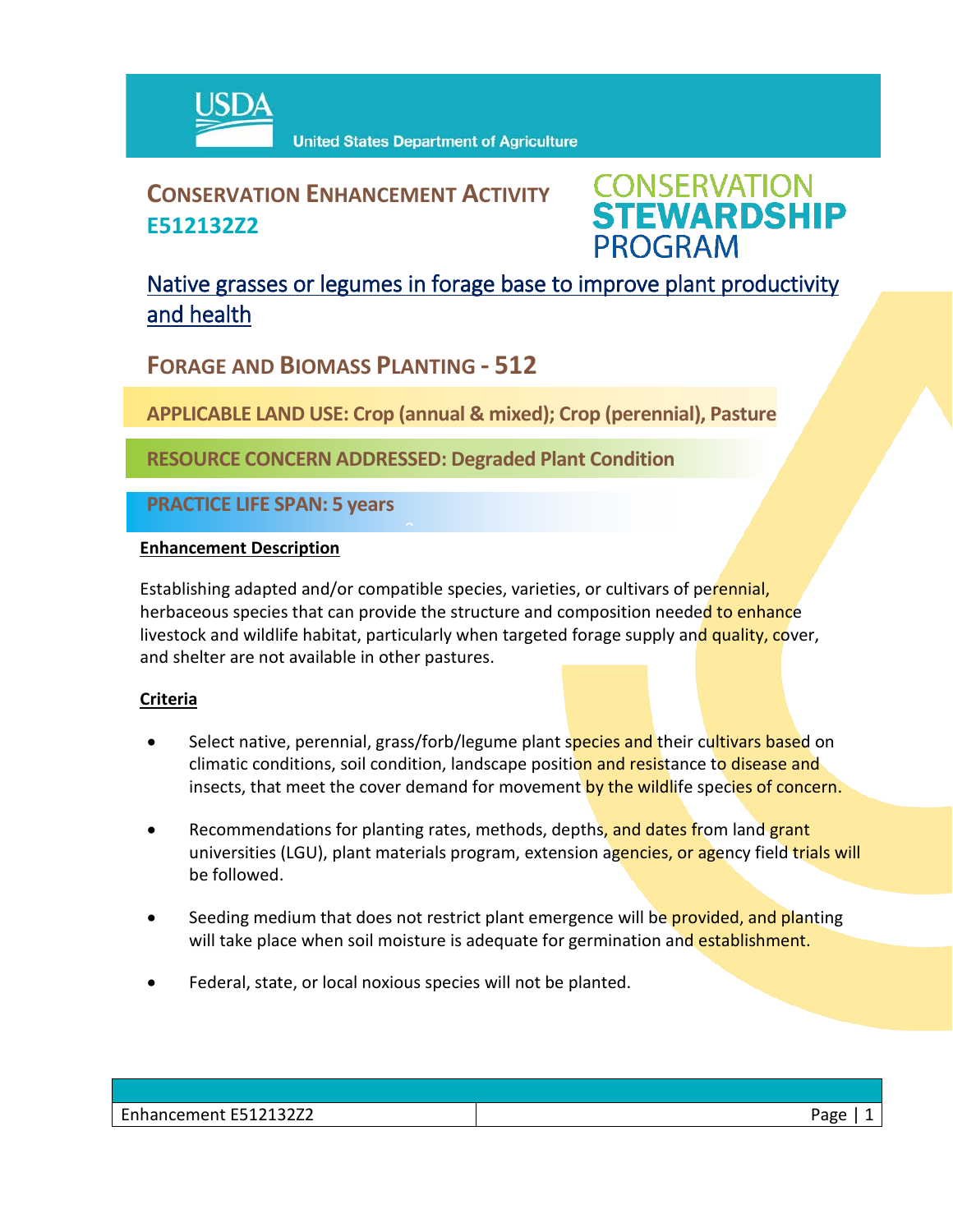United States Department of Agriculture

# CONSERVATION ENHANCEMENT ACTIVITY E512132Z2

CONSERVATION STEWARDSHIP PROGRAM

## Native grasses or legumes in forage base to improve plant productivity and health

## FORAGE AND BIOMASS PLANTING - 512

**APPLICABLE LAND USE: Crop (annual & mixed); Crop (perennial), Pasture**

**RESOURCE CONCERN ADDRESSED: Degraded Plant Condition**

**PRACTICE LIFE SPAN: 5 years**

### Enhancement Description

Establishing adapted and/or compatible species, varieties, or cultivars of perennial, herbaceous species that can provide the structure and composition needed to enhance livestock and wildlife habitat, particularly when targeted forage supply and quality, cover, and shelter are not available in other pastures.

### Criteria

- Select native, perennial, grass/forb/legume plant species and their cultivars based on climatic conditions, soil condition, landscape position and resistance to disease and insects, that meet the cover demand for movement by the wildlife species of concern.
- Recommendations for planting rates, methods, depths, and dates from land grant universities (LGU), plant materials program, extension agencies, or agency field trials will be followed.
- Seeding medium that does not restrict plant emergence will be provided, and planting will take place when soil moisture is adequate for germination and establishment.
- Federal, state, or local noxious species will not be planted.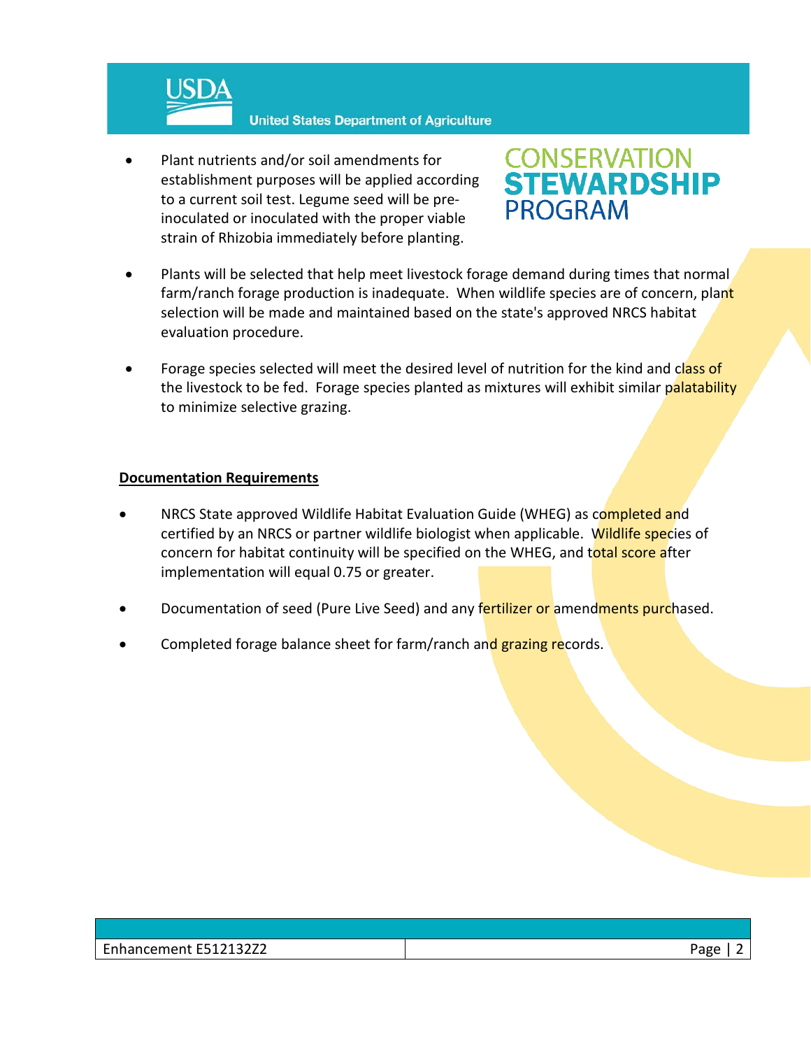- Plant nutrients and/or soil amendments for establishment purposes will be applied according to a current soil test. Legume seed will be pre-inoculated or inoculated with the proper viable strain of Rhizobia immediately before planting.

- Plants will be selected that help meet livestock forage demand during times that normal farm/ranch forage production is inadequate. When wildlife species are of concern, plant selection will be made and maintained based on the state's approved NRCS habitat evaluation procedure.

- Forage species selected will meet the desired level of nutrition for the kind and class of the livestock to be fed. Forage species planted as mixtures will exhibit similar palatability to minimize selective grazing.

**Documentation Requirements**

- NRCS State approved Wildlife Habitat Evaluation Guide (WHEG) as completed and certified by an NRCS or partner wildlife biologist when applicable. Wildlife species of concern for habitat continuity will be specified on the WHEG, and total score after implementation will equal 0.75 or greater.

- Documentation of seed (Pure Live Seed) and any fertilizer or amendments purchased.

- Completed forage balance sheet for farm/ranch and grazing records.